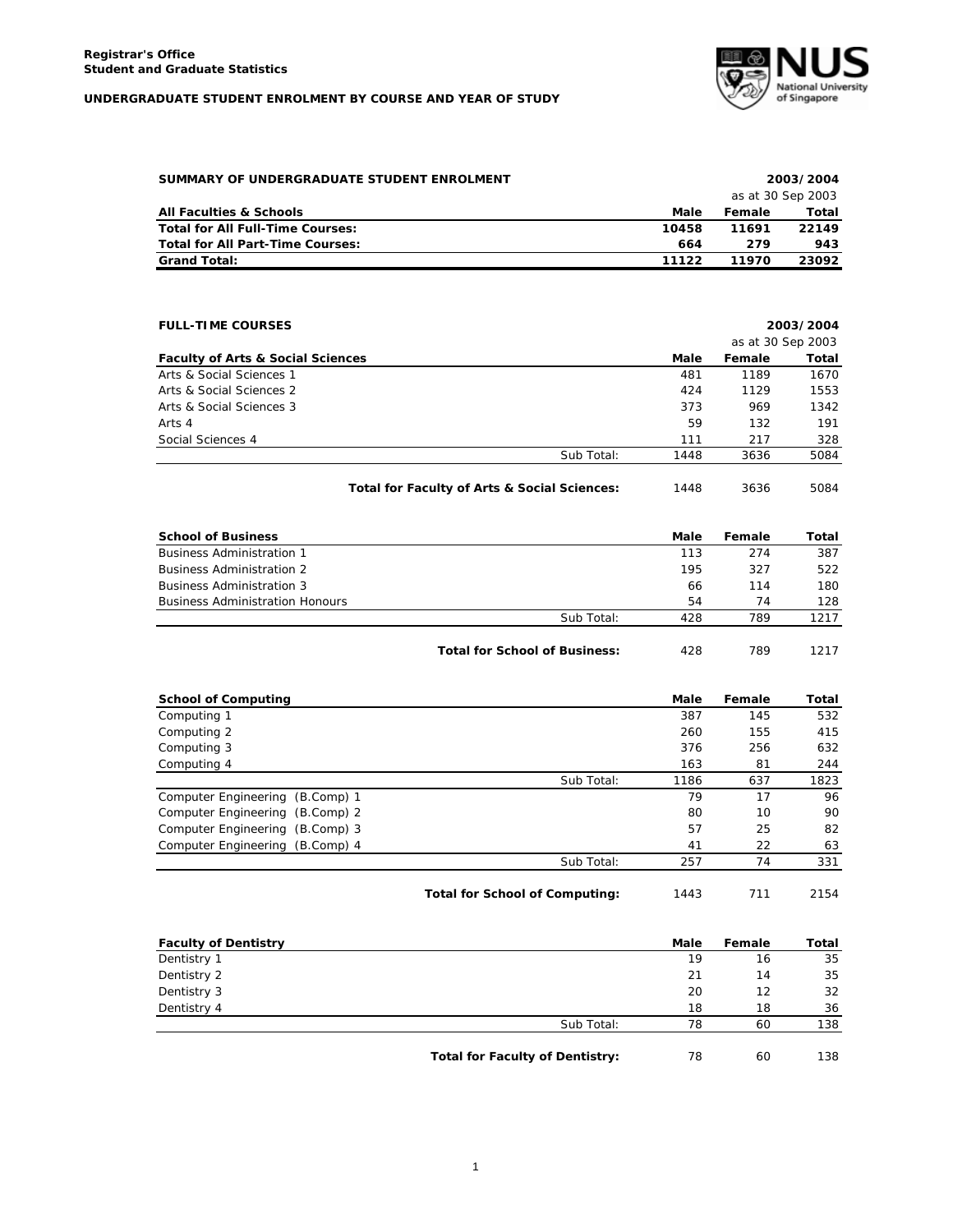**Registrar's Office**
**Student and Graduate Statistics**

**UNDERGRADUATE STUDENT ENROLMENT BY COURSE AND YEAR OF STUDY**

**SUMMARY OF UNDERGRADUATE STUDENT ENROLMENT** — **2003/2004** (as at 30 Sep 2003)

| All Faculties & Schools | Male | Female | Total |
|---|---|---|---|
| **Total for All Full-Time Courses:** | **10458** | **11691** | **22149** |
| **Total for All Part-Time Courses:** | **664** | **279** | **943** |
| **Grand Total:** | **11122** | **11970** | **23092** |

**FULL-TIME COURSES** — **2003/2004** (as at 30 Sep 2003)

| Faculty of Arts & Social Sciences | Male | Female | Total |
|---|---|---|---|
| Arts & Social Sciences 1 | 481 | 1189 | 1670 |
| Arts & Social Sciences 2 | 424 | 1129 | 1553 |
| Arts & Social Sciences 3 | 373 | 969 | 1342 |
| Arts 4 | 59 | 132 | 191 |
| Social Sciences 4 | 111 | 217 | 328 |
| Sub Total: | 1448 | 3636 | 5084 |
| **Total for Faculty of Arts & Social Sciences:** | 1448 | 3636 | 5084 |

| School of Business | Male | Female | Total |
|---|---|---|---|
| Business Administration 1 | 113 | 274 | 387 |
| Business Administration 2 | 195 | 327 | 522 |
| Business Administration 3 | 66 | 114 | 180 |
| Business Administration Honours | 54 | 74 | 128 |
| Sub Total: | 428 | 789 | 1217 |
| **Total for School of Business:** | 428 | 789 | 1217 |

| School of Computing | Male | Female | Total |
|---|---|---|---|
| Computing 1 | 387 | 145 | 532 |
| Computing 2 | 260 | 155 | 415 |
| Computing 3 | 376 | 256 | 632 |
| Computing 4 | 163 | 81 | 244 |
| Sub Total: | 1186 | 637 | 1823 |
| Computer Engineering (B.Comp) 1 | 79 | 17 | 96 |
| Computer Engineering (B.Comp) 2 | 80 | 10 | 90 |
| Computer Engineering (B.Comp) 3 | 57 | 25 | 82 |
| Computer Engineering (B.Comp) 4 | 41 | 22 | 63 |
| Sub Total: | 257 | 74 | 331 |
| **Total for School of Computing:** | 1443 | 711 | 2154 |

| Faculty of Dentistry | Male | Female | Total |
|---|---|---|---|
| Dentistry 1 | 19 | 16 | 35 |
| Dentistry 2 | 21 | 14 | 35 |
| Dentistry 3 | 20 | 12 | 32 |
| Dentistry 4 | 18 | 18 | 36 |
| Sub Total: | 78 | 60 | 138 |
| **Total for Faculty of Dentistry:** | 78 | 60 | 138 |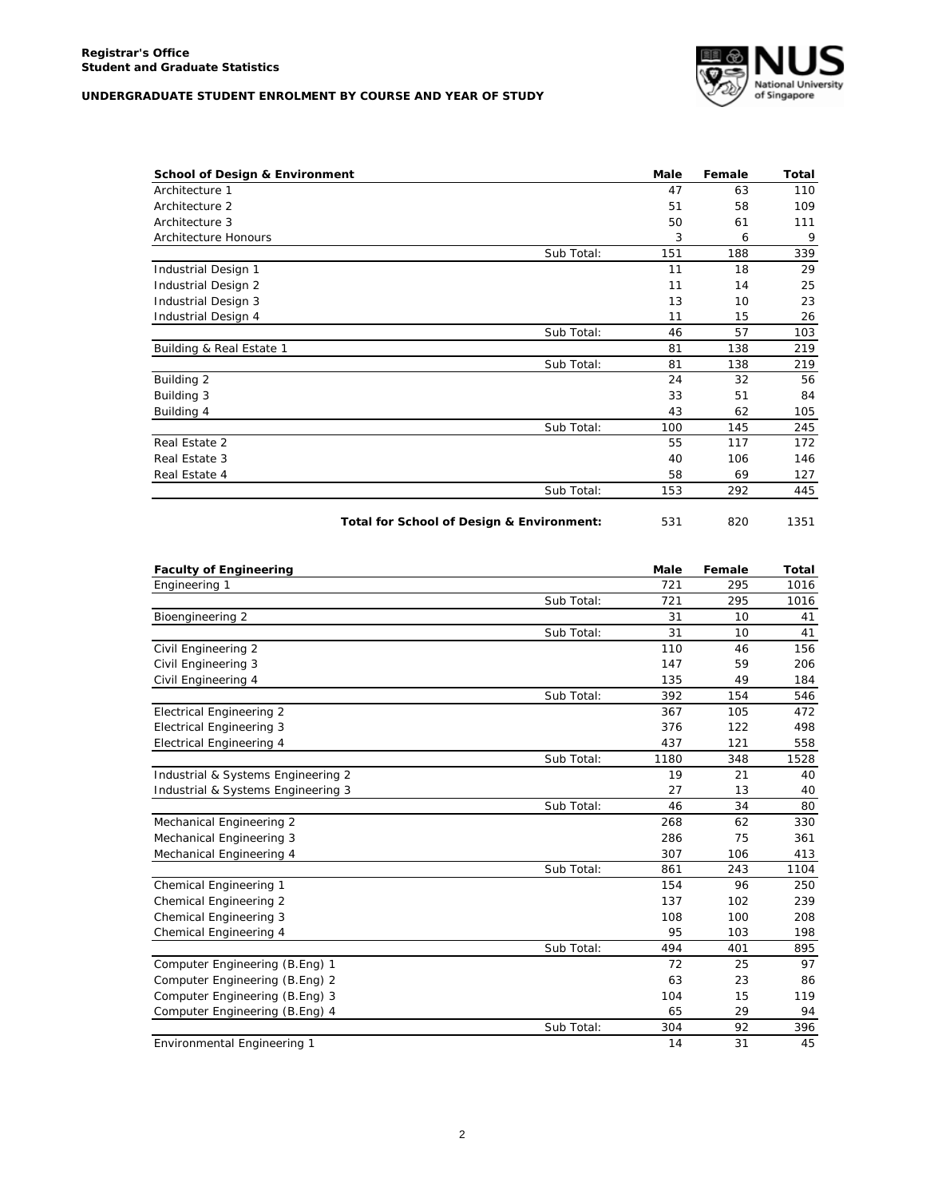**Registrar's Office**
**Student and Graduate Statistics**

**UNDERGRADUATE STUDENT ENROLMENT BY COURSE AND YEAR OF STUDY**

| School of Design & Environment | | Male | Female | Total |
|---|---|---|---|---|
| Architecture 1 | | 47 | 63 | 110 |
| Architecture 2 | | 51 | 58 | 109 |
| Architecture 3 | | 50 | 61 | 111 |
| Architecture Honours | | 3 | 6 | 9 |
| | Sub Total: | 151 | 188 | 339 |
| Industrial Design 1 | | 11 | 18 | 29 |
| Industrial Design 2 | | 11 | 14 | 25 |
| Industrial Design 3 | | 13 | 10 | 23 |
| Industrial Design 4 | | 11 | 15 | 26 |
| | Sub Total: | 46 | 57 | 103 |
| Building & Real Estate 1 | | 81 | 138 | 219 |
| | Sub Total: | 81 | 138 | 219 |
| Building 2 | | 24 | 32 | 56 |
| Building 3 | | 33 | 51 | 84 |
| Building 4 | | 43 | 62 | 105 |
| | Sub Total: | 100 | 145 | 245 |
| Real Estate 2 | | 55 | 117 | 172 |
| Real Estate 3 | | 40 | 106 | 146 |
| Real Estate 4 | | 58 | 69 | 127 |
| | Sub Total: | 153 | 292 | 445 |
| | **Total for School of Design & Environment:** | 531 | 820 | 1351 |

| Faculty of Engineering | | Male | Female | Total |
|---|---|---|---|---|
| Engineering 1 | | 721 | 295 | 1016 |
| | Sub Total: | 721 | 295 | 1016 |
| Bioengineering 2 | | 31 | 10 | 41 |
| | Sub Total: | 31 | 10 | 41 |
| Civil Engineering 2 | | 110 | 46 | 156 |
| Civil Engineering 3 | | 147 | 59 | 206 |
| Civil Engineering 4 | | 135 | 49 | 184 |
| | Sub Total: | 392 | 154 | 546 |
| Electrical Engineering 2 | | 367 | 105 | 472 |
| Electrical Engineering 3 | | 376 | 122 | 498 |
| Electrical Engineering 4 | | 437 | 121 | 558 |
| | Sub Total: | 1180 | 348 | 1528 |
| Industrial & Systems Engineering 2 | | 19 | 21 | 40 |
| Industrial & Systems Engineering 3 | | 27 | 13 | 40 |
| | Sub Total: | 46 | 34 | 80 |
| Mechanical Engineering 2 | | 268 | 62 | 330 |
| Mechanical Engineering 3 | | 286 | 75 | 361 |
| Mechanical Engineering 4 | | 307 | 106 | 413 |
| | Sub Total: | 861 | 243 | 1104 |
| Chemical Engineering 1 | | 154 | 96 | 250 |
| Chemical Engineering 2 | | 137 | 102 | 239 |
| Chemical Engineering 3 | | 108 | 100 | 208 |
| Chemical Engineering 4 | | 95 | 103 | 198 |
| | Sub Total: | 494 | 401 | 895 |
| Computer Engineering (B.Eng) 1 | | 72 | 25 | 97 |
| Computer Engineering (B.Eng) 2 | | 63 | 23 | 86 |
| Computer Engineering (B.Eng) 3 | | 104 | 15 | 119 |
| Computer Engineering (B.Eng) 4 | | 65 | 29 | 94 |
| | Sub Total: | 304 | 92 | 396 |
| Environmental Engineering 1 | | 14 | 31 | 45 |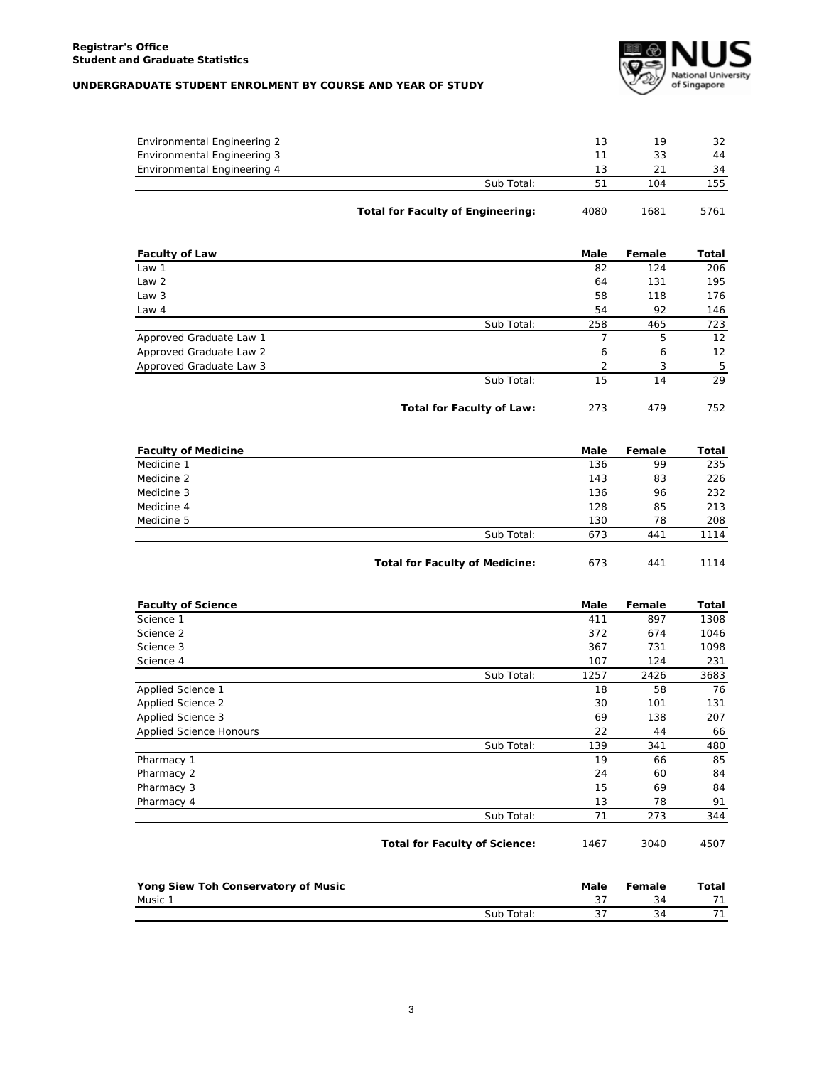| | Male | Female | Total |
|---|---|---|---|
| Environmental Engineering 2 | 13 | 19 | 32 |
| Environmental Engineering 3 | 11 | 33 | 44 |
| Environmental Engineering 4 | 13 | 21 | 34 |
| Sub Total: | 51 | 104 | 155 |
| **Total for Faculty of Engineering:** | 4080 | 1681 | 5761 |

| **Faculty of Law** | **Male** | **Female** | **Total** |
|---|---|---|---|
| Law 1 | 82 | 124 | 206 |
| Law 2 | 64 | 131 | 195 |
| Law 3 | 58 | 118 | 176 |
| Law 4 | 54 | 92 | 146 |
| Sub Total: | 258 | 465 | 723 |
| Approved Graduate Law 1 | 7 | 5 | 12 |
| Approved Graduate Law 2 | 6 | 6 | 12 |
| Approved Graduate Law 3 | 2 | 3 | 5 |
| Sub Total: | 15 | 14 | 29 |
| **Total for Faculty of Law:** | 273 | 479 | 752 |

| **Faculty of Medicine** | **Male** | **Female** | **Total** |
|---|---|---|---|
| Medicine 1 | 136 | 99 | 235 |
| Medicine 2 | 143 | 83 | 226 |
| Medicine 3 | 136 | 96 | 232 |
| Medicine 4 | 128 | 85 | 213 |
| Medicine 5 | 130 | 78 | 208 |
| Sub Total: | 673 | 441 | 1114 |
| **Total for Faculty of Medicine:** | 673 | 441 | 1114 |

| **Faculty of Science** | **Male** | **Female** | **Total** |
|---|---|---|---|
| Science 1 | 411 | 897 | 1308 |
| Science 2 | 372 | 674 | 1046 |
| Science 3 | 367 | 731 | 1098 |
| Science 4 | 107 | 124 | 231 |
| Sub Total: | 1257 | 2426 | 3683 |
| Applied Science 1 | 18 | 58 | 76 |
| Applied Science 2 | 30 | 101 | 131 |
| Applied Science 3 | 69 | 138 | 207 |
| Applied Science Honours | 22 | 44 | 66 |
| Sub Total: | 139 | 341 | 480 |
| Pharmacy 1 | 19 | 66 | 85 |
| Pharmacy 2 | 24 | 60 | 84 |
| Pharmacy 3 | 15 | 69 | 84 |
| Pharmacy 4 | 13 | 78 | 91 |
| Sub Total: | 71 | 273 | 344 |
| **Total for Faculty of Science:** | 1467 | 3040 | 4507 |

| **Yong Siew Toh Conservatory of Music** | **Male** | **Female** | **Total** |
|---|---|---|---|
| Music 1 | 37 | 34 | 71 |
| Sub Total: | 37 | 34 | 71 |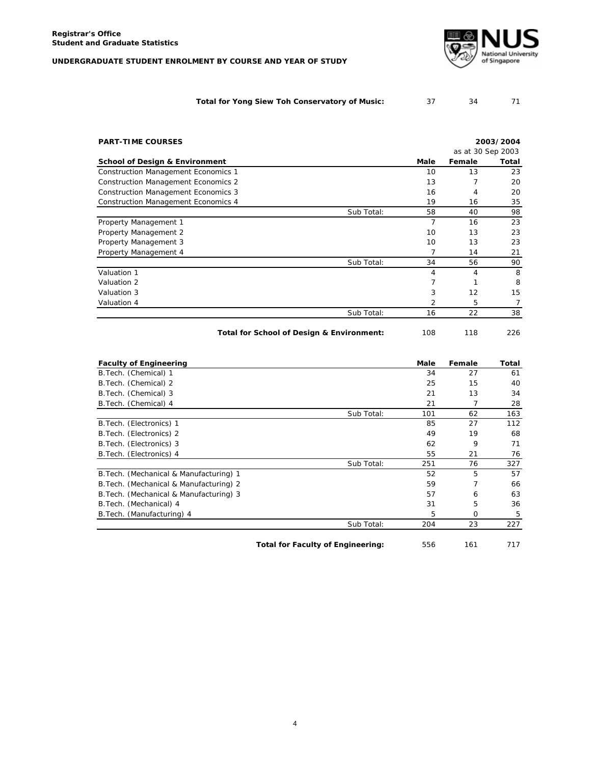**Registrar's Office**
**Student and Graduate Statistics**

**UNDERGRADUATE STUDENT ENROLMENT BY COURSE AND YEAR OF STUDY**

| | | | | |
|---|---|---|---|---|
| | **Total for Yong Siew Toh Conservatory of Music:** | 37 | 34 | 71 |

**PART-TIME COURSES** — **2003/2004** as at 30 Sep 2003

| **School of Design & Environment** | | **Male** | **Female** | **Total** |
|---|---|---|---|---|
| Construction Management Economics 1 | | 10 | 13 | 23 |
| Construction Management Economics 2 | | 13 | 7 | 20 |
| Construction Management Economics 3 | | 16 | 4 | 20 |
| Construction Management Economics 4 | | 19 | 16 | 35 |
| | Sub Total: | 58 | 40 | 98 |
| Property Management 1 | | 7 | 16 | 23 |
| Property Management 2 | | 10 | 13 | 23 |
| Property Management 3 | | 10 | 13 | 23 |
| Property Management 4 | | 7 | 14 | 21 |
| | Sub Total: | 34 | 56 | 90 |
| Valuation 1 | | 4 | 4 | 8 |
| Valuation 2 | | 7 | 1 | 8 |
| Valuation 3 | | 3 | 12 | 15 |
| Valuation 4 | | 2 | 5 | 7 |
| | Sub Total: | 16 | 22 | 38 |
| | **Total for School of Design & Environment:** | 108 | 118 | 226 |

| **Faculty of Engineering** | | **Male** | **Female** | **Total** |
|---|---|---|---|---|
| B.Tech. (Chemical) 1 | | 34 | 27 | 61 |
| B.Tech. (Chemical) 2 | | 25 | 15 | 40 |
| B.Tech. (Chemical) 3 | | 21 | 13 | 34 |
| B.Tech. (Chemical) 4 | | 21 | 7 | 28 |
| | Sub Total: | 101 | 62 | 163 |
| B.Tech. (Electronics) 1 | | 85 | 27 | 112 |
| B.Tech. (Electronics) 2 | | 49 | 19 | 68 |
| B.Tech. (Electronics) 3 | | 62 | 9 | 71 |
| B.Tech. (Electronics) 4 | | 55 | 21 | 76 |
| | Sub Total: | 251 | 76 | 327 |
| B.Tech. (Mechanical & Manufacturing) 1 | | 52 | 5 | 57 |
| B.Tech. (Mechanical & Manufacturing) 2 | | 59 | 7 | 66 |
| B.Tech. (Mechanical & Manufacturing) 3 | | 57 | 6 | 63 |
| B.Tech. (Mechanical) 4 | | 31 | 5 | 36 |
| B.Tech. (Manufacturing) 4 | | 5 | 0 | 5 |
| | Sub Total: | 204 | 23 | 227 |
| | **Total for Faculty of Engineering:** | 556 | 161 | 717 |